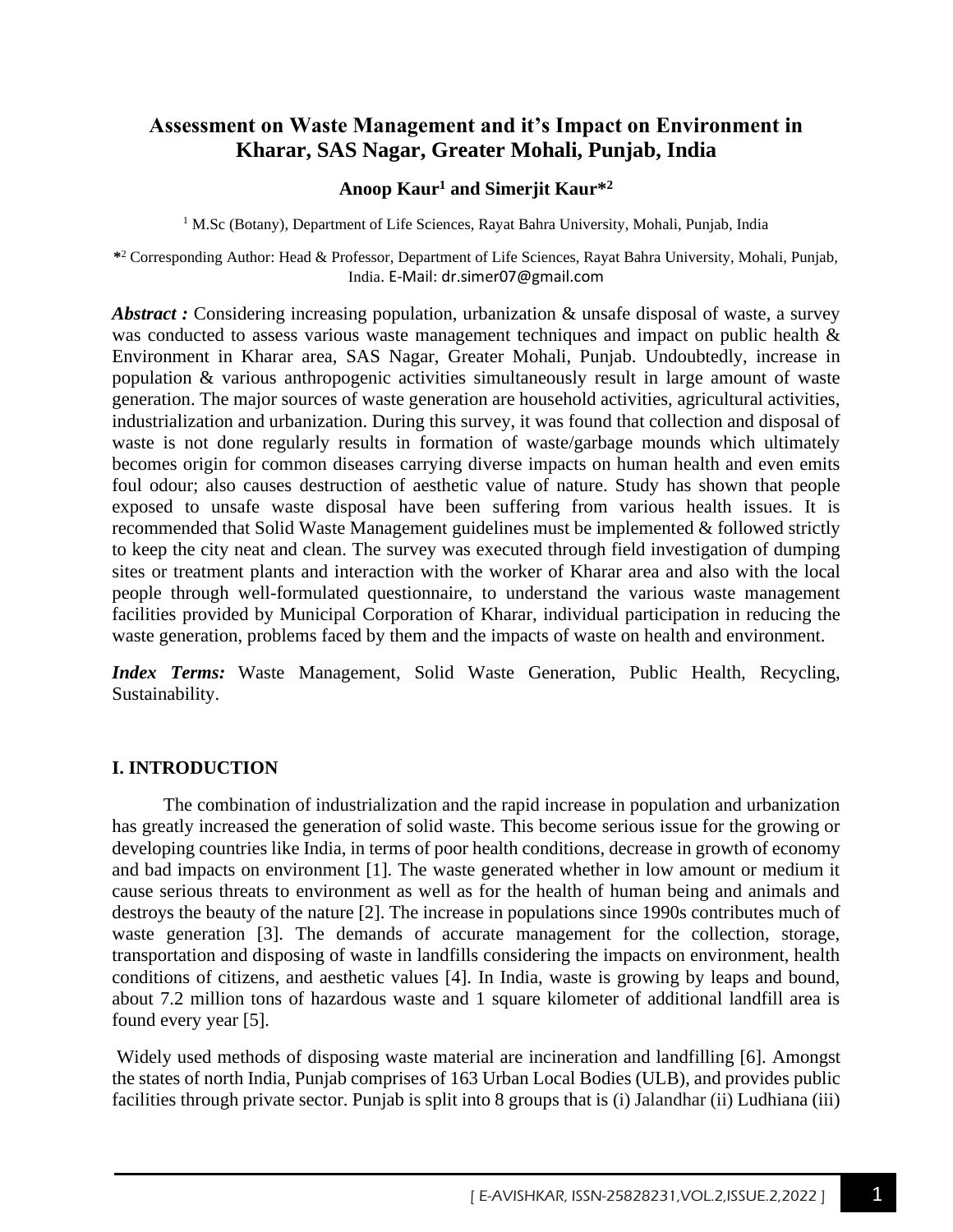# Assessment on Waste Management and it's Impact on Environment in Kharar, SAS Nagar, Greater Mohali, Punjab, India

**Anoop Kaur[1] and Simerjit Kaur*[2]**

[1] M.Sc (Botany), Department of Life Sciences, Rayat Bahra University, Mohali, Punjab, India

*[2] Corresponding Author: Head & Professor, Department of Life Sciences, Rayat Bahra University, Mohali, Punjab, India. E-Mail: dr.simer07@gmail.com

***Abstract :*** Considering increasing population, urbanization & unsafe disposal of waste, a survey was conducted to assess various waste management techniques and impact on public health & Environment in Kharar area, SAS Nagar, Greater Mohali, Punjab. Undoubtedly, increase in population & various anthropogenic activities simultaneously result in large amount of waste generation. The major sources of waste generation are household activities, agricultural activities, industrialization and urbanization. During this survey, it was found that collection and disposal of waste is not done regularly results in formation of waste/garbage mounds which ultimately becomes origin for common diseases carrying diverse impacts on human health and even emits foul odour; also causes destruction of aesthetic value of nature. Study has shown that people exposed to unsafe waste disposal have been suffering from various health issues. It is recommended that Solid Waste Management guidelines must be implemented & followed strictly to keep the city neat and clean. The survey was executed through field investigation of dumping sites or treatment plants and interaction with the worker of Kharar area and also with the local people through well-formulated questionnaire, to understand the various waste management facilities provided by Municipal Corporation of Kharar, individual participation in reducing the waste generation, problems faced by them and the impacts of waste on health and environment.

***Index Terms:*** Waste Management, Solid Waste Generation, Public Health, Recycling, Sustainability.

## I. INTRODUCTION

The combination of industrialization and the rapid increase in population and urbanization has greatly increased the generation of solid waste. This become serious issue for the growing or developing countries like India, in terms of poor health conditions, decrease in growth of economy and bad impacts on environment [1]. The waste generated whether in low amount or medium it cause serious threats to environment as well as for the health of human being and animals and destroys the beauty of the nature [2]. The increase in populations since 1990s contributes much of waste generation [3]. The demands of accurate management for the collection, storage, transportation and disposing of waste in landfills considering the impacts on environment, health conditions of citizens, and aesthetic values [4]. In India, waste is growing by leaps and bound, about 7.2 million tons of hazardous waste and 1 square kilometer of additional landfill area is found every year [5].

Widely used methods of disposing waste material are incineration and landfilling [6]. Amongst the states of north India, Punjab comprises of 163 Urban Local Bodies (ULB), and provides public facilities through private sector. Punjab is split into 8 groups that is (i) Jalandhar (ii) Ludhiana (iii)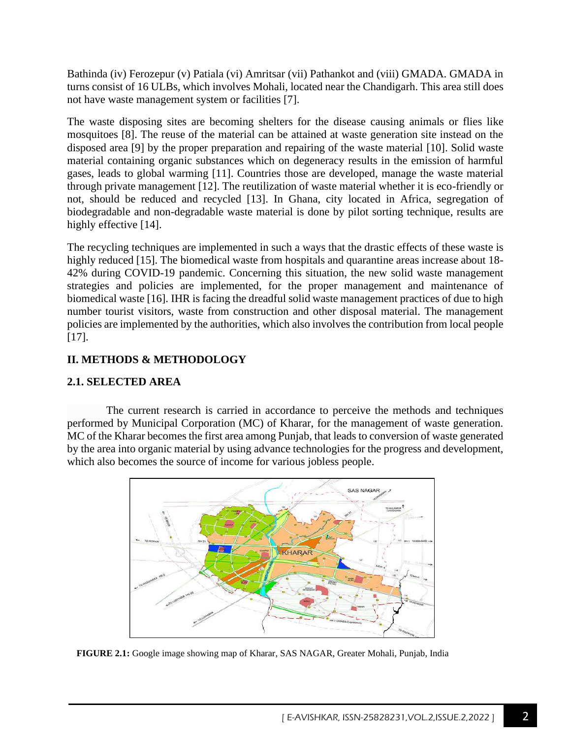Bathinda (iv) Ferozepur (v) Patiala (vi) Amritsar (vii) Pathankot and (viii) GMADA. GMADA in turns consist of 16 ULBs, which involves Mohali, located near the Chandigarh. This area still does not have waste management system or facilities [7].

The waste disposing sites are becoming shelters for the disease causing animals or flies like mosquitoes [8]. The reuse of the material can be attained at waste generation site instead on the disposed area [9] by the proper preparation and repairing of the waste material [10]. Solid waste material containing organic substances which on degeneracy results in the emission of harmful gases, leads to global warming [11]. Countries those are developed, manage the waste material through private management [12]. The reutilization of waste material whether it is eco-friendly or not, should be reduced and recycled [13]. In Ghana, city located in Africa, segregation of biodegradable and non-degradable waste material is done by pilot sorting technique, results are highly effective [14].

The recycling techniques are implemented in such a ways that the drastic effects of these waste is highly reduced [15]. The biomedical waste from hospitals and quarantine areas increase about 18-42% during COVID-19 pandemic. Concerning this situation, the new solid waste management strategies and policies are implemented, for the proper management and maintenance of biomedical waste [16]. IHR is facing the dreadful solid waste management practices of due to high number tourist visitors, waste from construction and other disposal material. The management policies are implemented by the authorities, which also involves the contribution from local people [17].

## II. METHODS & METHODOLOGY

### 2.1. SELECTED AREA

The current research is carried in accordance to perceive the methods and techniques performed by Municipal Corporation (MC) of Kharar, for the management of waste generation. MC of the Kharar becomes the first area among Punjab, that leads to conversion of waste generated by the area into organic material by using advance technologies for the progress and development, which also becomes the source of income for various jobless people.

**FIGURE 2.1:** Google image showing map of Kharar, SAS NAGAR, Greater Mohali, Punjab, India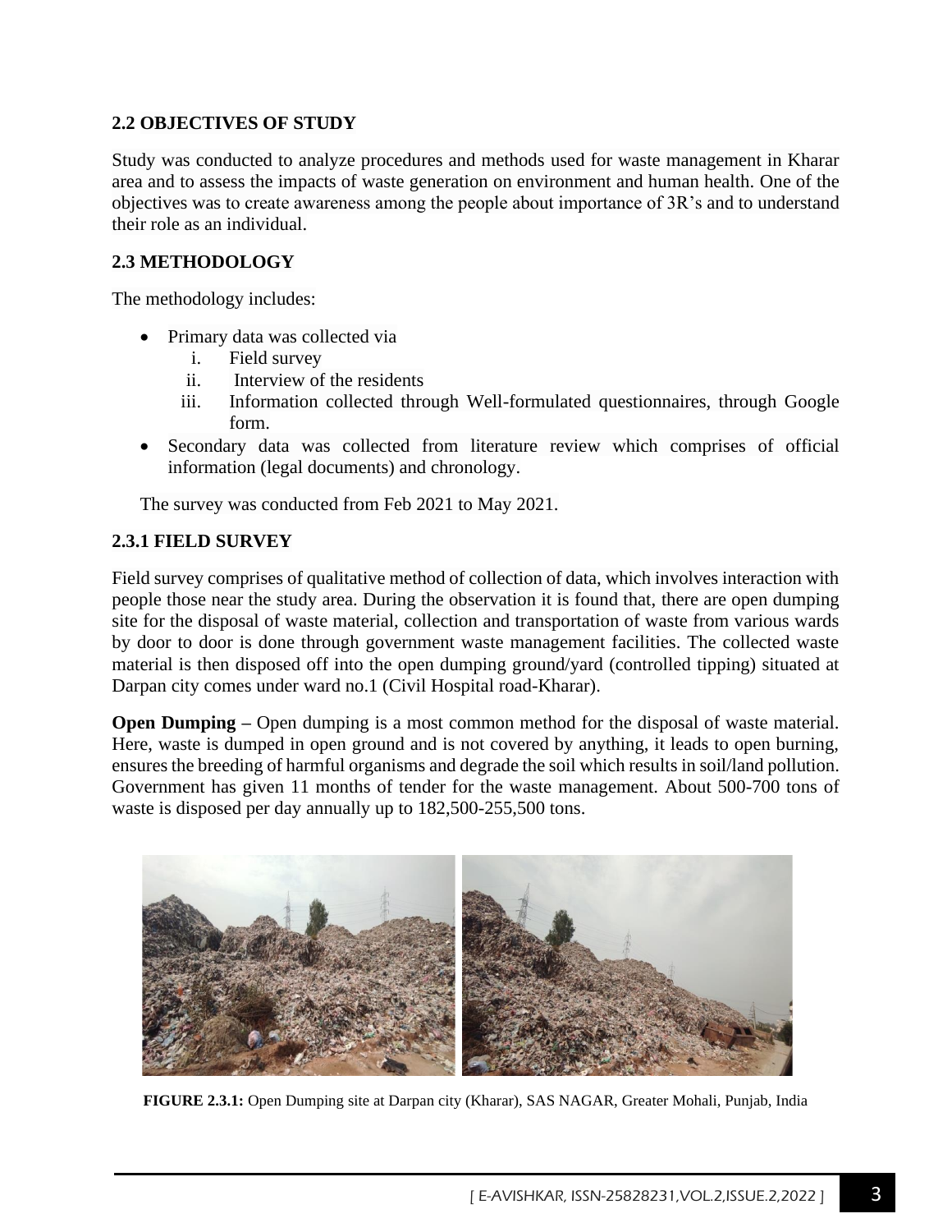## 2.2 OBJECTIVES OF STUDY

Study was conducted to analyze procedures and methods used for waste management in Kharar area and to assess the impacts of waste generation on environment and human health. One of the objectives was to create awareness among the people about importance of 3R's and to understand their role as an individual.

## 2.3 METHODOLOGY

The methodology includes:

- Primary data was collected via
    1. Field survey
    2. Interview of the residents
    3. Information collected through Well-formulated questionnaires, through Google form.
- Secondary data was collected from literature review which comprises of official information (legal documents) and chronology.

The survey was conducted from Feb 2021 to May 2021.

### 2.3.1 FIELD SURVEY

Field survey comprises of qualitative method of collection of data, which involves interaction with people those near the study area. During the observation it is found that, there are open dumping site for the disposal of waste material, collection and transportation of waste from various wards by door to door is done through government waste management facilities. The collected waste material is then disposed off into the open dumping ground/yard (controlled tipping) situated at Darpan city comes under ward no.1 (Civil Hospital road-Kharar).

**Open Dumping –** Open dumping is a most common method for the disposal of waste material. Here, waste is dumped in open ground and is not covered by anything, it leads to open burning, ensures the breeding of harmful organisms and degrade the soil which results in soil/land pollution. Government has given 11 months of tender for the waste management. About 500-700 tons of waste is disposed per day annually up to 182,500-255,500 tons.

**FIGURE 2.3.1:** Open Dumping site at Darpan city (Kharar), SAS NAGAR, Greater Mohali, Punjab, India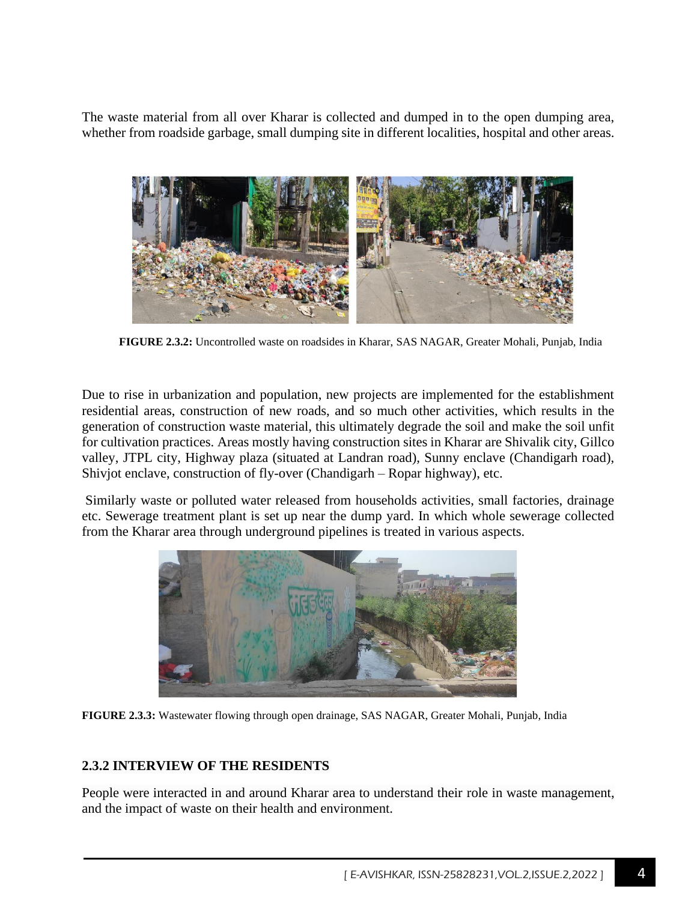The waste material from all over Kharar is collected and dumped in to the open dumping area, whether from roadside garbage, small dumping site in different localities, hospital and other areas.

**FIGURE 2.3.2:** Uncontrolled waste on roadsides in Kharar, SAS NAGAR, Greater Mohali, Punjab, India

Due to rise in urbanization and population, new projects are implemented for the establishment residential areas, construction of new roads, and so much other activities, which results in the generation of construction waste material, this ultimately degrade the soil and make the soil unfit for cultivation practices. Areas mostly having construction sites in Kharar are Shivalik city, Gillco valley, JTPL city, Highway plaza (situated at Landran road), Sunny enclave (Chandigarh road), Shivjot enclave, construction of fly-over (Chandigarh – Ropar highway), etc.

Similarly waste or polluted water released from households activities, small factories, drainage etc. Sewerage treatment plant is set up near the dump yard. In which whole sewerage collected from the Kharar area through underground pipelines is treated in various aspects.

**FIGURE 2.3.3:** Wastewater flowing through open drainage, SAS NAGAR, Greater Mohali, Punjab, India

### 2.3.2 INTERVIEW OF THE RESIDENTS

People were interacted in and around Kharar area to understand their role in waste management, and the impact of waste on their health and environment.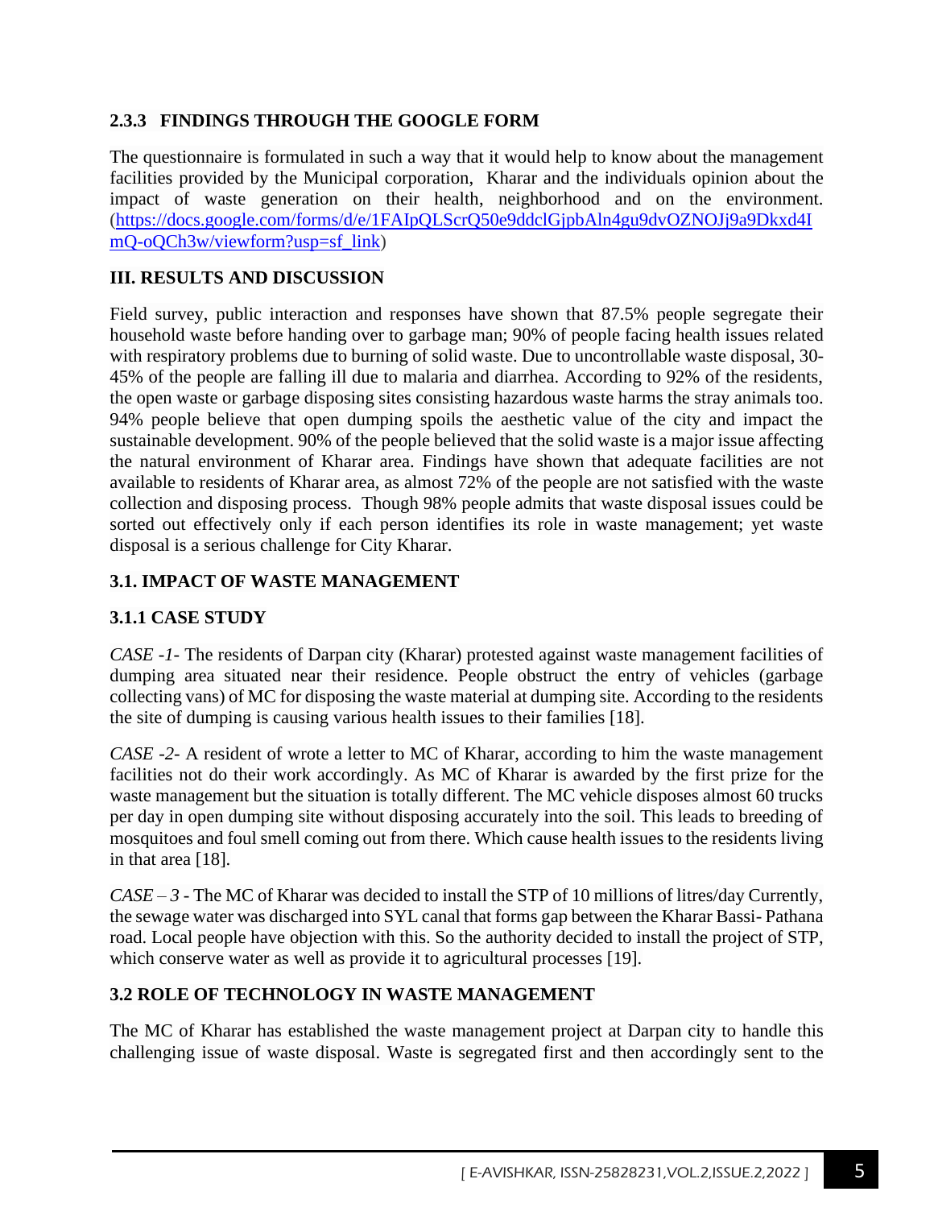### 2.3.3 FINDINGS THROUGH THE GOOGLE FORM

The questionnaire is formulated in such a way that it would help to know about the management facilities provided by the Municipal corporation, Kharar and the individuals opinion about the impact of waste generation on their health, neighborhood and on the environment. (https://docs.google.com/forms/d/e/1FAIpQLScrQ50e9ddclGjpbAln4gu9dvOZNOJj9a9Dkxd4ImQ-oQCh3w/viewform?usp=sf_link)

## III. RESULTS AND DISCUSSION

Field survey, public interaction and responses have shown that 87.5% people segregate their household waste before handing over to garbage man; 90% of people facing health issues related with respiratory problems due to burning of solid waste. Due to uncontrollable waste disposal, 30-45% of the people are falling ill due to malaria and diarrhea. According to 92% of the residents, the open waste or garbage disposing sites consisting hazardous waste harms the stray animals too. 94% people believe that open dumping spoils the aesthetic value of the city and impact the sustainable development. 90% of the people believed that the solid waste is a major issue affecting the natural environment of Kharar area. Findings have shown that adequate facilities are not available to residents of Kharar area, as almost 72% of the people are not satisfied with the waste collection and disposing process. Though 98% people admits that waste disposal issues could be sorted out effectively only if each person identifies its role in waste management; yet waste disposal is a serious challenge for City Kharar.

### 3.1. IMPACT OF WASTE MANAGEMENT

### 3.1.1 CASE STUDY

*CASE -1-* The residents of Darpan city (Kharar) protested against waste management facilities of dumping area situated near their residence. People obstruct the entry of vehicles (garbage collecting vans) of MC for disposing the waste material at dumping site. According to the residents the site of dumping is causing various health issues to their families [18].

*CASE -2-* A resident of wrote a letter to MC of Kharar, according to him the waste management facilities not do their work accordingly. As MC of Kharar is awarded by the first prize for the waste management but the situation is totally different. The MC vehicle disposes almost 60 trucks per day in open dumping site without disposing accurately into the soil. This leads to breeding of mosquitoes and foul smell coming out from there. Which cause health issues to the residents living in that area [18].

*CASE – 3* - The MC of Kharar was decided to install the STP of 10 millions of litres/day Currently, the sewage water was discharged into SYL canal that forms gap between the Kharar Bassi- Pathana road. Local people have objection with this. So the authority decided to install the project of STP, which conserve water as well as provide it to agricultural processes [19].

### 3.2 ROLE OF TECHNOLOGY IN WASTE MANAGEMENT

The MC of Kharar has established the waste management project at Darpan city to handle this challenging issue of waste disposal. Waste is segregated first and then accordingly sent to the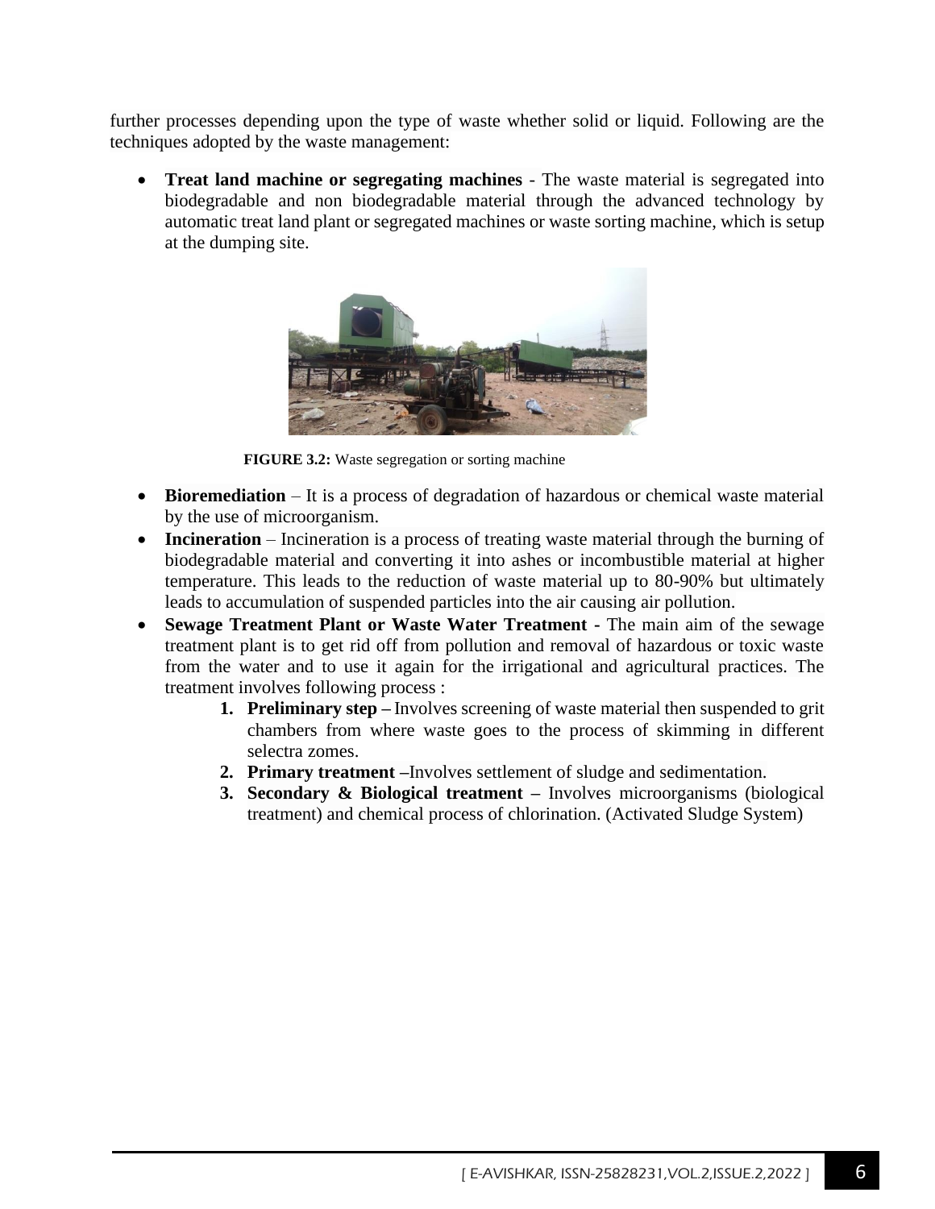further processes depending upon the type of waste whether solid or liquid. Following are the techniques adopted by the waste management:

- **Treat land machine or segregating machines** - The waste material is segregated into biodegradable and non biodegradable material through the advanced technology by automatic treat land plant or segregated machines or waste sorting machine, which is setup at the dumping site.

**FIGURE 3.2:** Waste segregation or sorting machine

- **Bioremediation** – It is a process of degradation of hazardous or chemical waste material by the use of microorganism.
- **Incineration** – Incineration is a process of treating waste material through the burning of biodegradable material and converting it into ashes or incombustible material at higher temperature. This leads to the reduction of waste material up to 80-90% but ultimately leads to accumulation of suspended particles into the air causing air pollution.
- **Sewage Treatment Plant or Waste Water Treatment -** The main aim of the sewage treatment plant is to get rid off from pollution and removal of hazardous or toxic waste from the water and to use it again for the irrigational and agricultural practices. The treatment involves following process :
    1. **Preliminary step –** Involves screening of waste material then suspended to grit chambers from where waste goes to the process of skimming in different selectra zomes.
    2. **Primary treatment –**Involves settlement of sludge and sedimentation.
    3. **Secondary & Biological treatment –** Involves microorganisms (biological treatment) and chemical process of chlorination. (Activated Sludge System)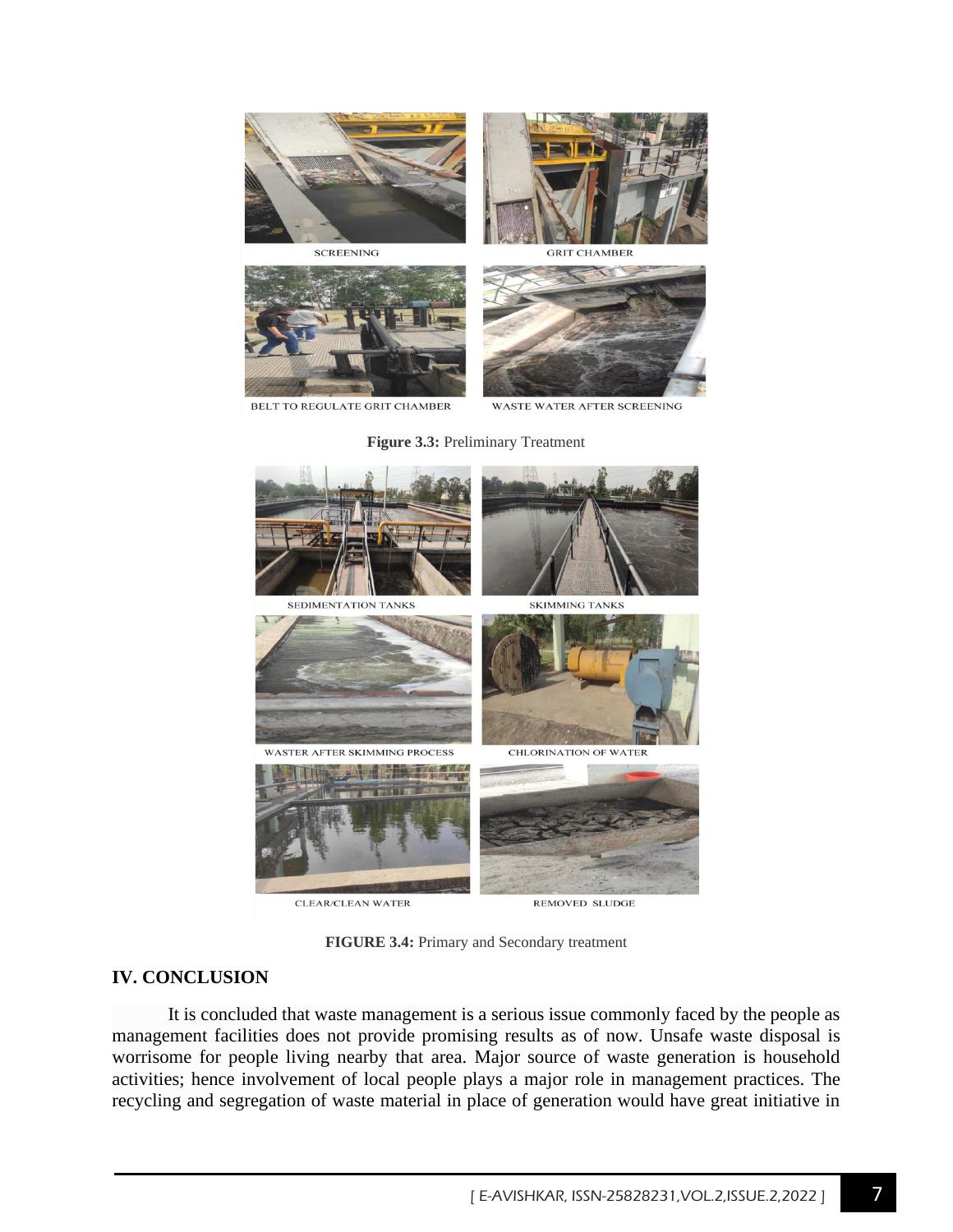SCREENING

GRIT CHAMBER

BELT TO REGULATE GRIT CHAMBER

WASTE WATER AFTER SCREENING

**Figure 3.3:** Preliminary Treatment

SEDIMENTATION TANKS

SKIMMING TANKS

WASTER AFTER SKIMMING PROCESS

CHLORINATION OF WATER

CLEAR/CLEAN WATER

REMOVED SLUDGE

**FIGURE 3.4:** Primary and Secondary treatment

## IV. CONCLUSION

It is concluded that waste management is a serious issue commonly faced by the people as management facilities does not provide promising results as of now. Unsafe waste disposal is worrisome for people living nearby that area. Major source of waste generation is household activities; hence involvement of local people plays a major role in management practices. The recycling and segregation of waste material in place of generation would have great initiative in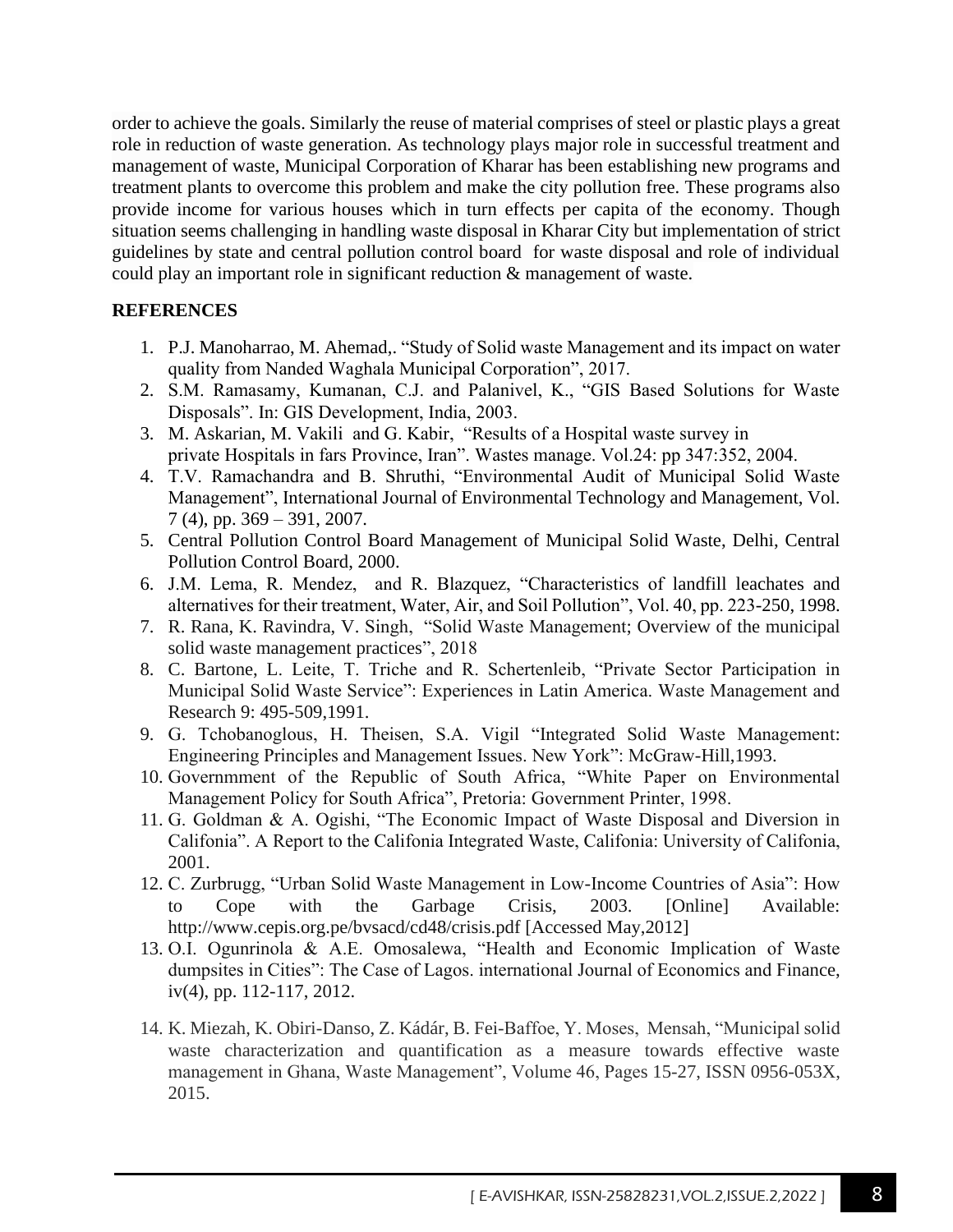order to achieve the goals. Similarly the reuse of material comprises of steel or plastic plays a great role in reduction of waste generation. As technology plays major role in successful treatment and management of waste, Municipal Corporation of Kharar has been establishing new programs and treatment plants to overcome this problem and make the city pollution free. These programs also provide income for various houses which in turn effects per capita of the economy. Though situation seems challenging in handling waste disposal in Kharar City but implementation of strict guidelines by state and central pollution control board for waste disposal and role of individual could play an important role in significant reduction & management of waste.

**REFERENCES**

1. P.J. Manoharrao, M. Ahemad,. "Study of Solid waste Management and its impact on water quality from Nanded Waghala Municipal Corporation", 2017.
2. S.M. Ramasamy, Kumanan, C.J. and Palanivel, K., "GIS Based Solutions for Waste Disposals". In: GIS Development, India, 2003.
3. M. Askarian, M. Vakili and G. Kabir, "Results of a Hospital waste survey in private Hospitals in fars Province, Iran". Wastes manage. Vol.24: pp 347:352, 2004.
4. T.V. Ramachandra and B. Shruthi, "Environmental Audit of Municipal Solid Waste Management", International Journal of Environmental Technology and Management, Vol. 7 (4), pp. 369 – 391, 2007.
5. Central Pollution Control Board Management of Municipal Solid Waste, Delhi, Central Pollution Control Board, 2000.
6. J.M. Lema, R. Mendez, and R. Blazquez, "Characteristics of landfill leachates and alternatives for their treatment, Water, Air, and Soil Pollution", Vol. 40, pp. 223-250, 1998.
7. R. Rana, K. Ravindra, V. Singh, "Solid Waste Management; Overview of the municipal solid waste management practices", 2018
8. C. Bartone, L. Leite, T. Triche and R. Schertenleib, "Private Sector Participation in Municipal Solid Waste Service": Experiences in Latin America. Waste Management and Research 9: 495-509,1991.
9. G. Tchobanoglous, H. Theisen, S.A. Vigil "Integrated Solid Waste Management: Engineering Principles and Management Issues. New York": McGraw-Hill,1993.
10. Governmment of the Republic of South Africa, "White Paper on Environmental Management Policy for South Africa", Pretoria: Government Printer, 1998.
11. G. Goldman & A. Ogishi, "The Economic Impact of Waste Disposal and Diversion in Califonia". A Report to the Califonia Integrated Waste, Califonia: University of Califonia, 2001.
12. C. Zurbrugg, "Urban Solid Waste Management in Low-Income Countries of Asia": How to Cope with the Garbage Crisis, 2003. [Online] Available: http://www.cepis.org.pe/bvsacd/cd48/crisis.pdf [Accessed May,2012]
13. O.I. Ogunrinola & A.E. Omosalewa, "Health and Economic Implication of Waste dumpsites in Cities": The Case of Lagos. international Journal of Economics and Finance, iv(4), pp. 112-117, 2012.
14. K. Miezah, K. Obiri-Danso, Z. Kádár, B. Fei-Baffoe, Y. Moses, Mensah, "Municipal solid waste characterization and quantification as a measure towards effective waste management in Ghana, Waste Management", Volume 46, Pages 15-27, ISSN 0956-053X, 2015.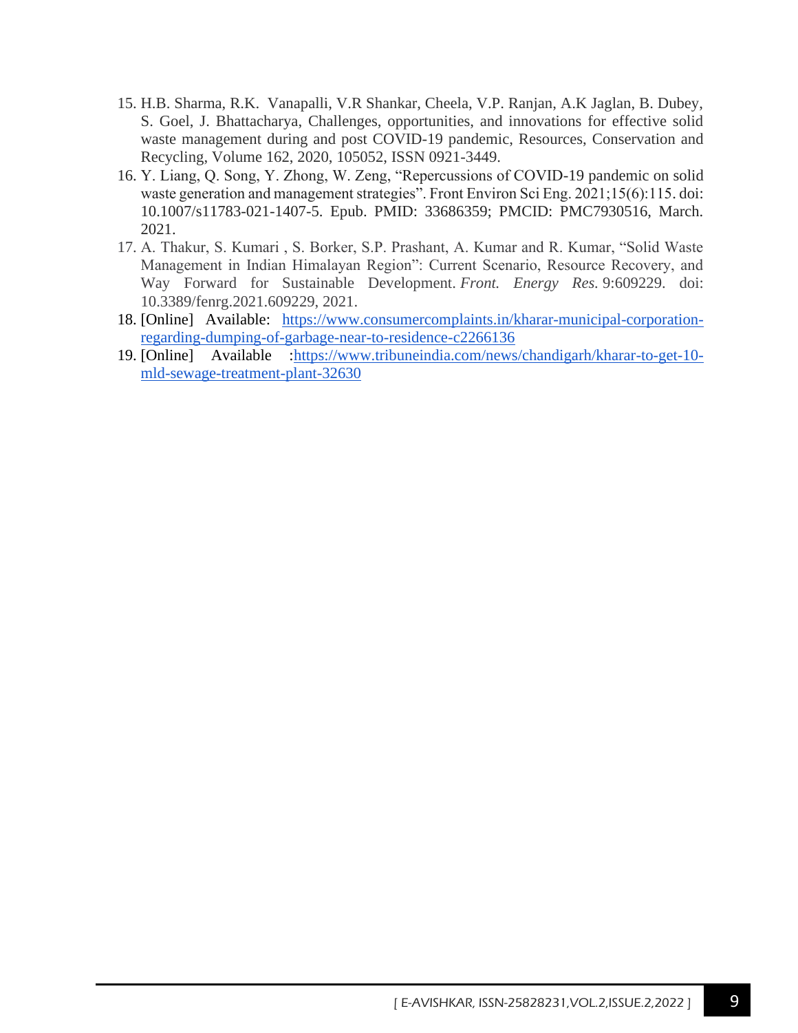15. H.B. Sharma, R.K. Vanapalli, V.R Shankar, Cheela, V.P. Ranjan, A.K Jaglan, B. Dubey, S. Goel, J. Bhattacharya, Challenges, opportunities, and innovations for effective solid waste management during and post COVID-19 pandemic, Resources, Conservation and Recycling, Volume 162, 2020, 105052, ISSN 0921-3449.
16. Y. Liang, Q. Song, Y. Zhong, W. Zeng, "Repercussions of COVID-19 pandemic on solid waste generation and management strategies". Front Environ Sci Eng. 2021;15(6):115. doi: 10.1007/s11783-021-1407-5. Epub. PMID: 33686359; PMCID: PMC7930516, March. 2021.
17. A. Thakur, S. Kumari , S. Borker, S.P. Prashant, A. Kumar and R. Kumar, "Solid Waste Management in Indian Himalayan Region": Current Scenario, Resource Recovery, and Way Forward for Sustainable Development. *Front. Energy Res.* 9:609229. doi: 10.3389/fenrg.2021.609229, 2021.
18. [Online] Available: https://www.consumercomplaints.in/kharar-municipal-corporation-regarding-dumping-of-garbage-near-to-residence-c2266136
19. [Online] Available :https://www.tribuneindia.com/news/chandigarh/kharar-to-get-10-mld-sewage-treatment-plant-32630